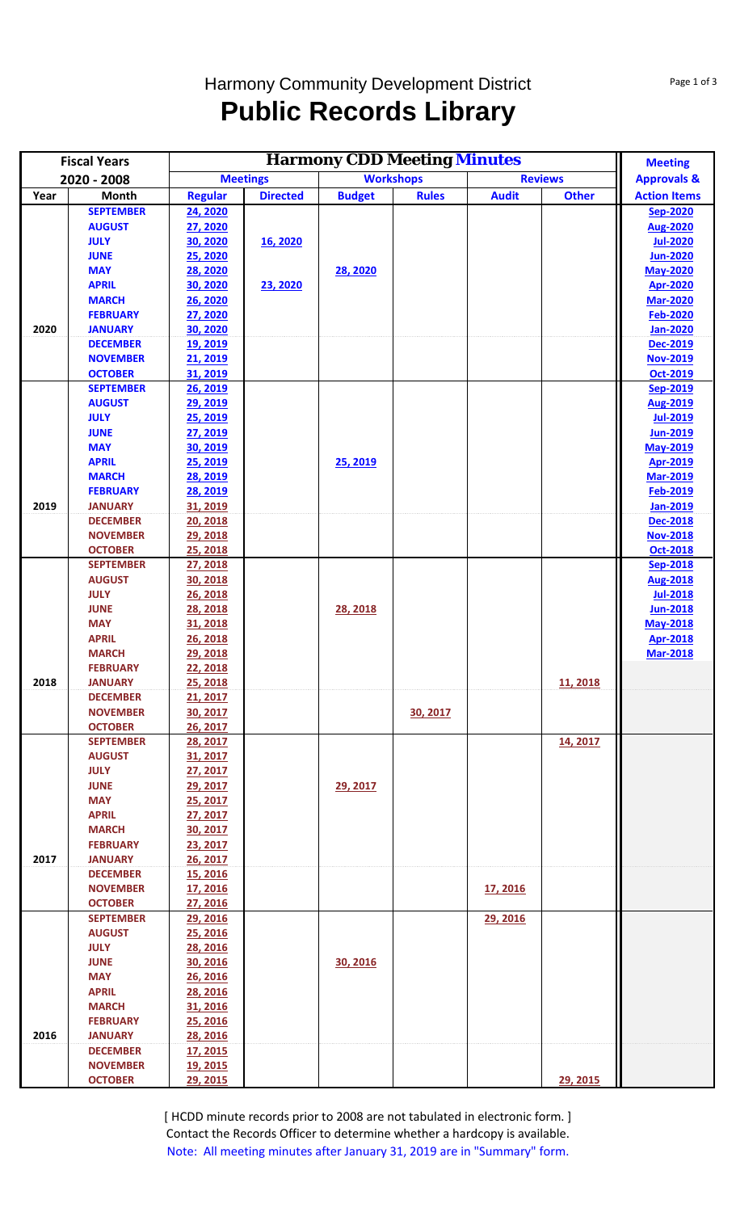Harmony Community Development District

# Public Records Library

| Fiscal Years | | Harmony CDD Meeting Minutes | | | | | | Meeting |
|---|---|---|---|---|---|---|---|---|
| 2020 - 2008 | | Meetings | | Workshops | | Reviews | | Approvals & |
| Year | Month | Regular | Directed | Budget | Rules | Audit | Other | Action Items |
| | SEPTEMBER | 24, 2020 | | | | | | Sep-2020 |
| | AUGUST | 27, 2020 | | | | | | Aug-2020 |
| | JULY | 30, 2020 | 16, 2020 | | | | | Jul-2020 |
| | JUNE | 25, 2020 | | | | | | Jun-2020 |
| | MAY | 28, 2020 | | 28, 2020 | | | | May-2020 |
| | APRIL | 30, 2020 | 23, 2020 | | | | | Apr-2020 |
| | MARCH | 26, 2020 | | | | | | Mar-2020 |
| | FEBRUARY | 27, 2020 | | | | | | Feb-2020 |
| 2020 | JANUARY | 30, 2020 | | | | | | Jan-2020 |
| | DECEMBER | 19, 2019 | | | | | | Dec-2019 |
| | NOVEMBER | 21, 2019 | | | | | | Nov-2019 |
| | OCTOBER | 31, 2019 | | | | | | Oct-2019 |
| | SEPTEMBER | 26, 2019 | | | | | | Sep-2019 |
| | AUGUST | 29, 2019 | | | | | | Aug-2019 |
| | JULY | 25, 2019 | | | | | | Jul-2019 |
| | JUNE | 27, 2019 | | | | | | Jun-2019 |
| | MAY | 30, 2019 | | | | | | May-2019 |
| | APRIL | 25, 2019 | | 25, 2019 | | | | Apr-2019 |
| | MARCH | 28, 2019 | | | | | | Mar-2019 |
| | FEBRUARY | 28, 2019 | | | | | | Feb-2019 |
| 2019 | JANUARY | 31, 2019 | | | | | | Jan-2019 |
| | DECEMBER | 20, 2018 | | | | | | Dec-2018 |
| | NOVEMBER | 29, 2018 | | | | | | Nov-2018 |
| | OCTOBER | 25, 2018 | | | | | | Oct-2018 |
| | SEPTEMBER | 27, 2018 | | | | | | Sep-2018 |
| | AUGUST | 30, 2018 | | | | | | Aug-2018 |
| | JULY | 26, 2018 | | | | | | Jul-2018 |
| | JUNE | 28, 2018 | | 28, 2018 | | | | Jun-2018 |
| | MAY | 31, 2018 | | | | | | May-2018 |
| | APRIL | 26, 2018 | | | | | | Apr-2018 |
| | MARCH | 29, 2018 | | | | | | Mar-2018 |
| | FEBRUARY | 22, 2018 | | | | | | |
| 2018 | JANUARY | 25, 2018 | | | | | 11, 2018 | |
| | DECEMBER | 21, 2017 | | | | | | |
| | NOVEMBER | 30, 2017 | | | 30, 2017 | | | |
| | OCTOBER | 26, 2017 | | | | | | |
| | SEPTEMBER | 28, 2017 | | | | | 14, 2017 | |
| | AUGUST | 31, 2017 | | | | | | |
| | JULY | 27, 2017 | | | | | | |
| | JUNE | 29, 2017 | | 29, 2017 | | | | |
| | MAY | 25, 2017 | | | | | | |
| | APRIL | 27, 2017 | | | | | | |
| | MARCH | 30, 2017 | | | | | | |
| | FEBRUARY | 23, 2017 | | | | | | |
| 2017 | JANUARY | 26, 2017 | | | | | | |
| | DECEMBER | 15, 2016 | | | | | | |
| | NOVEMBER | 17, 2016 | | | | 17, 2016 | | |
| | OCTOBER | 27, 2016 | | | | | | |
| | SEPTEMBER | 29, 2016 | | | | 29, 2016 | | |
| | AUGUST | 25, 2016 | | | | | | |
| | JULY | 28, 2016 | | | | | | |
| | JUNE | 30, 2016 | | 30, 2016 | | | | |
| | MAY | 26, 2016 | | | | | | |
| | APRIL | 28, 2016 | | | | | | |
| | MARCH | 31, 2016 | | | | | | |
| | FEBRUARY | 25, 2016 | | | | | | |
| 2016 | JANUARY | 28, 2016 | | | | | | |
| | DECEMBER | 17, 2015 | | | | | | |
| | NOVEMBER | 19, 2015 | | | | | | |
| | OCTOBER | 29, 2015 | | | | | 29, 2015 | |

[ HCDD minute records prior to 2008 are not tabulated in electronic form. ]
Contact the Records Officer to determine whether a hardcopy is available.
Note: All meeting minutes after January 31, 2019 are in "Summary" form.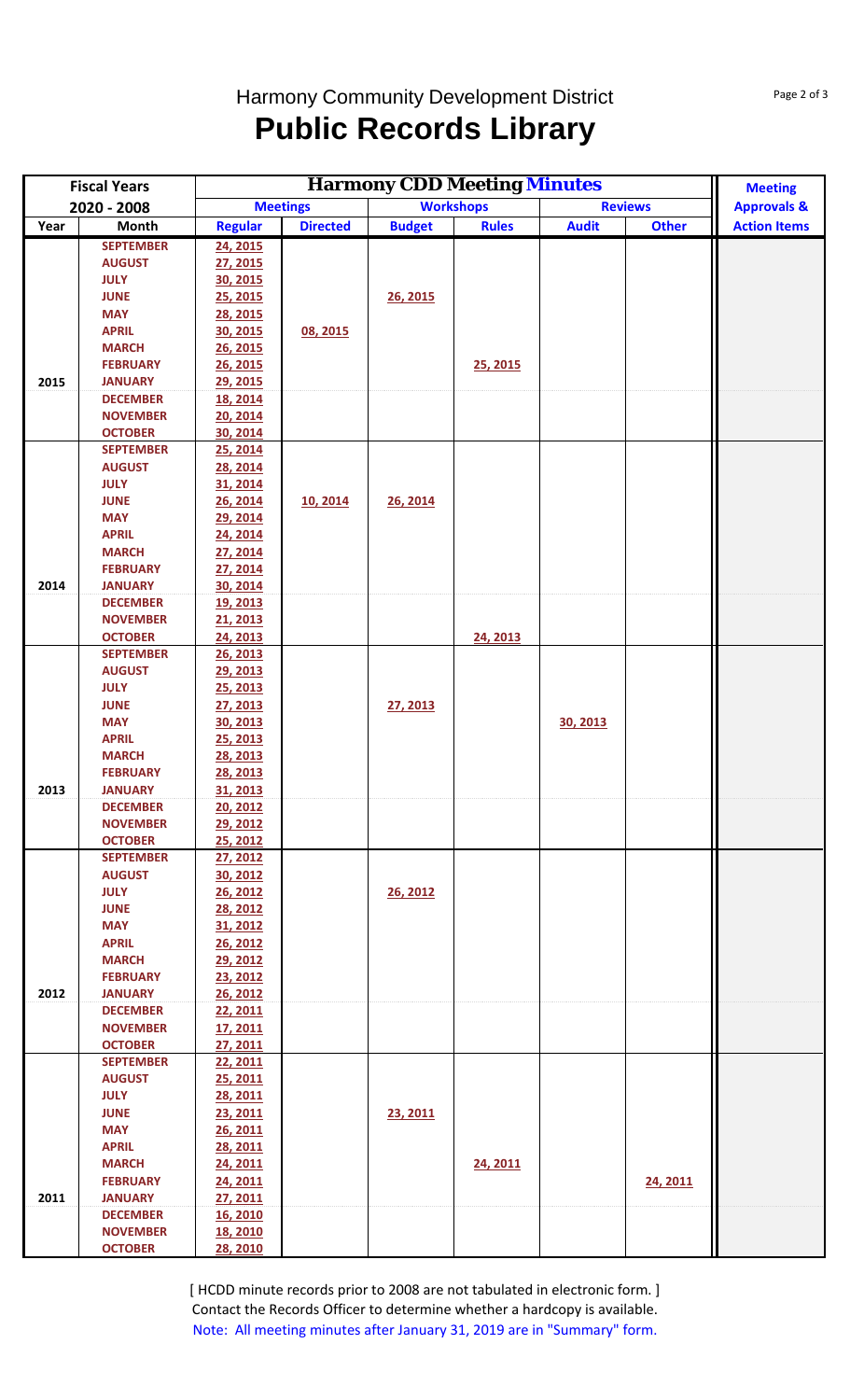# Harmony Community Development District

# Public Records Library

| Fiscal Years | | Harmony CDD Meeting Minutes | | | | | | Meeting |
|---|---|---|---|---|---|---|---|---|
| 2020 - 2008 | | Meetings | | Workshops | | Reviews | | Approvals & |
| Year | Month | Regular | Directed | Budget | Rules | Audit | Other | Action Items |
| 2015 | SEPTEMBER | 24, 2015 | | | | | | |
| | AUGUST | 27, 2015 | | | | | | |
| | JULY | 30, 2015 | | | | | | |
| | JUNE | 25, 2015 | | 26, 2015 | | | | |
| | MAY | 28, 2015 | | | | | | |
| | APRIL | 30, 2015 | 08, 2015 | | | | | |
| | MARCH | 26, 2015 | | | | | | |
| | FEBRUARY | 26, 2015 | | | 25, 2015 | | | |
| | JANUARY | 29, 2015 | | | | | | |
| | DECEMBER | 18, 2014 | | | | | | |
| | NOVEMBER | 20, 2014 | | | | | | |
| | OCTOBER | 30, 2014 | | | | | | |
| 2014 | SEPTEMBER | 25, 2014 | | | | | | |
| | AUGUST | 28, 2014 | | | | | | |
| | JULY | 31, 2014 | | | | | | |
| | JUNE | 26, 2014 | 10, 2014 | 26, 2014 | | | | |
| | MAY | 29, 2014 | | | | | | |
| | APRIL | 24, 2014 | | | | | | |
| | MARCH | 27, 2014 | | | | | | |
| | FEBRUARY | 27, 2014 | | | | | | |
| | JANUARY | 30, 2014 | | | | | | |
| | DECEMBER | 19, 2013 | | | | | | |
| | NOVEMBER | 21, 2013 | | | | | | |
| | OCTOBER | 24, 2013 | | | 24, 2013 | | | |
| 2013 | SEPTEMBER | 26, 2013 | | | | | | |
| | AUGUST | 29, 2013 | | | | | | |
| | JULY | 25, 2013 | | | | | | |
| | JUNE | 27, 2013 | | 27, 2013 | | | | |
| | MAY | 30, 2013 | | | | 30, 2013 | | |
| | APRIL | 25, 2013 | | | | | | |
| | MARCH | 28, 2013 | | | | | | |
| | FEBRUARY | 28, 2013 | | | | | | |
| | JANUARY | 31, 2013 | | | | | | |
| | DECEMBER | 20, 2012 | | | | | | |
| | NOVEMBER | 29, 2012 | | | | | | |
| | OCTOBER | 25, 2012 | | | | | | |
| 2012 | SEPTEMBER | 27, 2012 | | | | | | |
| | AUGUST | 30, 2012 | | | | | | |
| | JULY | 26, 2012 | | 26, 2012 | | | | |
| | JUNE | 28, 2012 | | | | | | |
| | MAY | 31, 2012 | | | | | | |
| | APRIL | 26, 2012 | | | | | | |
| | MARCH | 29, 2012 | | | | | | |
| | FEBRUARY | 23, 2012 | | | | | | |
| | JANUARY | 26, 2012 | | | | | | |
| | DECEMBER | 22, 2011 | | | | | | |
| | NOVEMBER | 17, 2011 | | | | | | |
| | OCTOBER | 27, 2011 | | | | | | |
| 2011 | SEPTEMBER | 22, 2011 | | | | | | |
| | AUGUST | 25, 2011 | | | | | | |
| | JULY | 28, 2011 | | | | | | |
| | JUNE | 23, 2011 | | 23, 2011 | | | | |
| | MAY | 26, 2011 | | | | | | |
| | APRIL | 28, 2011 | | | | | | |
| | MARCH | 24, 2011 | | | 24, 2011 | | | |
| | FEBRUARY | 24, 2011 | | | | | 24, 2011 | |
| | JANUARY | 27, 2011 | | | | | | |
| | DECEMBER | 16, 2010 | | | | | | |
| | NOVEMBER | 18, 2010 | | | | | | |
| | OCTOBER | 28, 2010 | | | | | | |

[ HCDD minute records prior to 2008 are not tabulated in electronic form. ]
Contact the Records Officer to determine whether a hardcopy is available.
Note: All meeting minutes after January 31, 2019 are in "Summary" form.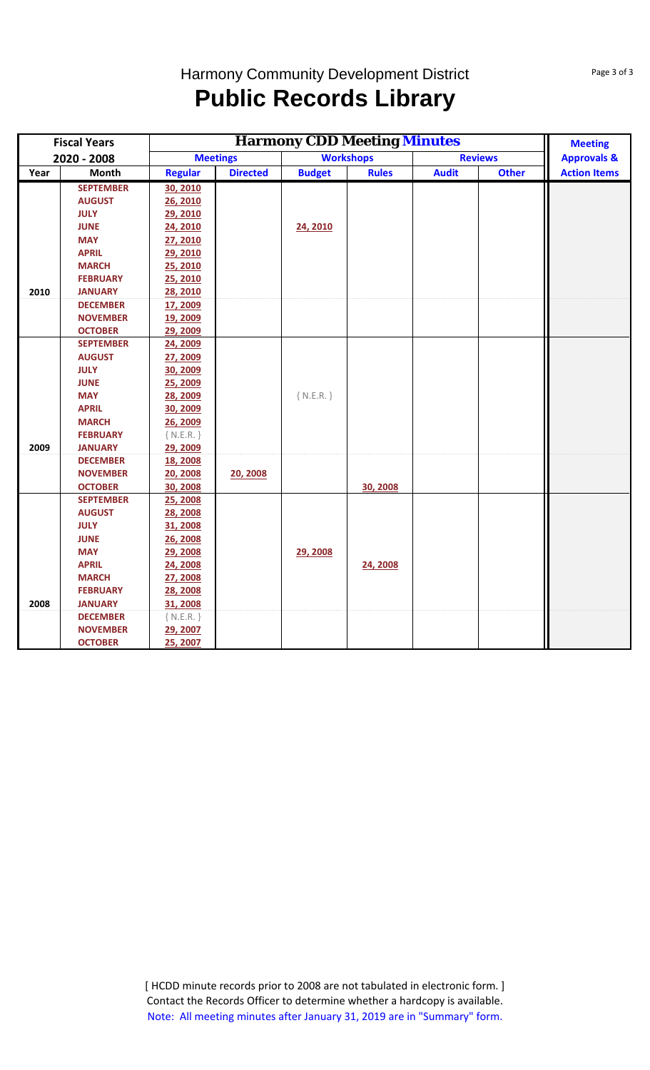Harmony Community Development District

# Public Records Library

| Fiscal Years | | Harmony CDD Meeting Minutes | | | | | | Meeting |
|---|---|---|---|---|---|---|---|---|
| 2020 - 2008 | | Meetings | | Workshops | | Reviews | | Approvals & |
| Year | Month | Regular | Directed | Budget | Rules | Audit | Other | Action Items |
| | SEPTEMBER | 30, 2010 | | | | | | |
| | AUGUST | 26, 2010 | | | | | | |
| | JULY | 29, 2010 | | | | | | |
| | JUNE | 24, 2010 | | 24, 2010 | | | | |
| | MAY | 27, 2010 | | | | | | |
| | APRIL | 29, 2010 | | | | | | |
| | MARCH | 25, 2010 | | | | | | |
| | FEBRUARY | 25, 2010 | | | | | | |
| 2010 | JANUARY | 28, 2010 | | | | | | |
| | DECEMBER | 17, 2009 | | | | | | |
| | NOVEMBER | 19, 2009 | | | | | | |
| | OCTOBER | 29, 2009 | | | | | | |
| | SEPTEMBER | 24, 2009 | | | | | | |
| | AUGUST | 27, 2009 | | | | | | |
| | JULY | 30, 2009 | | | | | | |
| | JUNE | 25, 2009 | | | | | | |
| | MAY | 28, 2009 | | { N.E.R. } | | | | |
| | APRIL | 30, 2009 | | | | | | |
| | MARCH | 26, 2009 | | | | | | |
| | FEBRUARY | { N.E.R. } | | | | | | |
| 2009 | JANUARY | 29, 2009 | | | | | | |
| | DECEMBER | 18, 2008 | | | | | | |
| | NOVEMBER | 20, 2008 | 20, 2008 | | | | | |
| | OCTOBER | 30, 2008 | | | 30, 2008 | | | |
| | SEPTEMBER | 25, 2008 | | | | | | |
| | AUGUST | 28, 2008 | | | | | | |
| | JULY | 31, 2008 | | | | | | |
| | JUNE | 26, 2008 | | | | | | |
| | MAY | 29, 2008 | | 29, 2008 | | | | |
| | APRIL | 24, 2008 | | | 24, 2008 | | | |
| | MARCH | 27, 2008 | | | | | | |
| | FEBRUARY | 28, 2008 | | | | | | |
| 2008 | JANUARY | 31, 2008 | | | | | | |
| | DECEMBER | { N.E.R. } | | | | | | |
| | NOVEMBER | 29, 2007 | | | | | | |
| | OCTOBER | 25, 2007 | | | | | | |

[ HCDD minute records prior to 2008 are not tabulated in electronic form. ]
Contact the Records Officer to determine whether a hardcopy is available.
Note: All meeting minutes after January 31, 2019 are in "Summary" form.